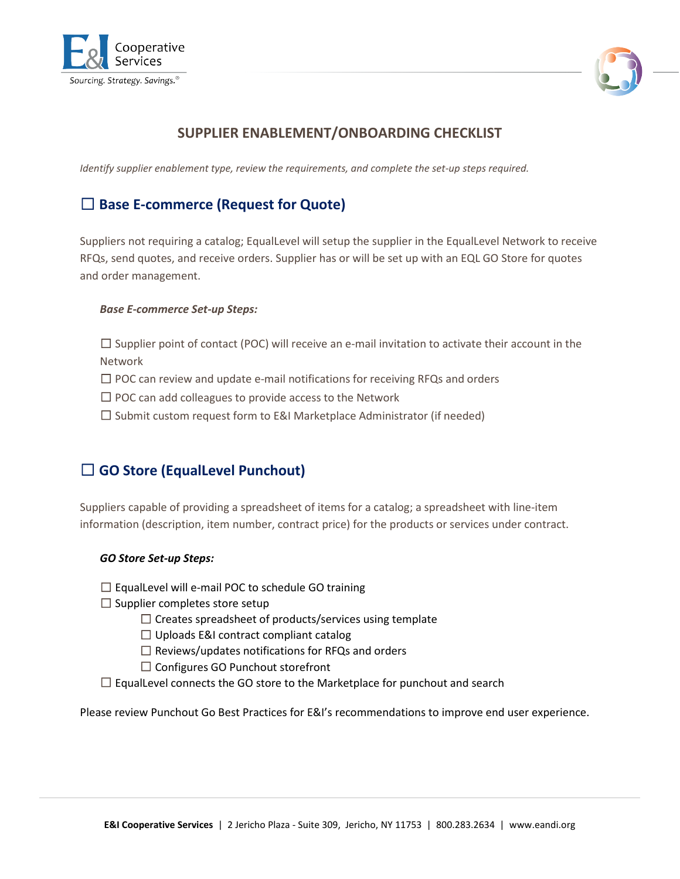# SUPPLIER ENABLEMENT/ONBOARDING CHECKLIST

*Identify supplier enablement type, review the requirements, and complete the set-up steps required.*

## ☐ Base E-commerce (Request for Quote)

Suppliers not requiring a catalog; EqualLevel will setup the supplier in the EqualLevel Network to receive RFQs, send quotes, and receive orders. Supplier has or will be set up with an EQL GO Store for quotes and order management.

***Base E-commerce Set-up Steps:***

- ☐ Supplier point of contact (POC) will receive an e-mail invitation to activate their account in the Network
- ☐ POC can review and update e-mail notifications for receiving RFQs and orders
- ☐ POC can add colleagues to provide access to the Network
- ☐ Submit custom request form to E&I Marketplace Administrator (if needed)

## ☐ GO Store (EqualLevel Punchout)

Suppliers capable of providing a spreadsheet of items for a catalog; a spreadsheet with line-item information (description, item number, contract price) for the products or services under contract.

***GO Store Set-up Steps:***

- ☐ EqualLevel will e-mail POC to schedule GO training
- ☐ Supplier completes store setup
  - ☐ Creates spreadsheet of products/services using template
  - ☐ Uploads E&I contract compliant catalog
  - ☐ Reviews/updates notifications for RFQs and orders
  - ☐ Configures GO Punchout storefront
- ☐ EqualLevel connects the GO store to the Marketplace for punchout and search

Please review Punchout Go Best Practices for E&I's recommendations to improve end user experience.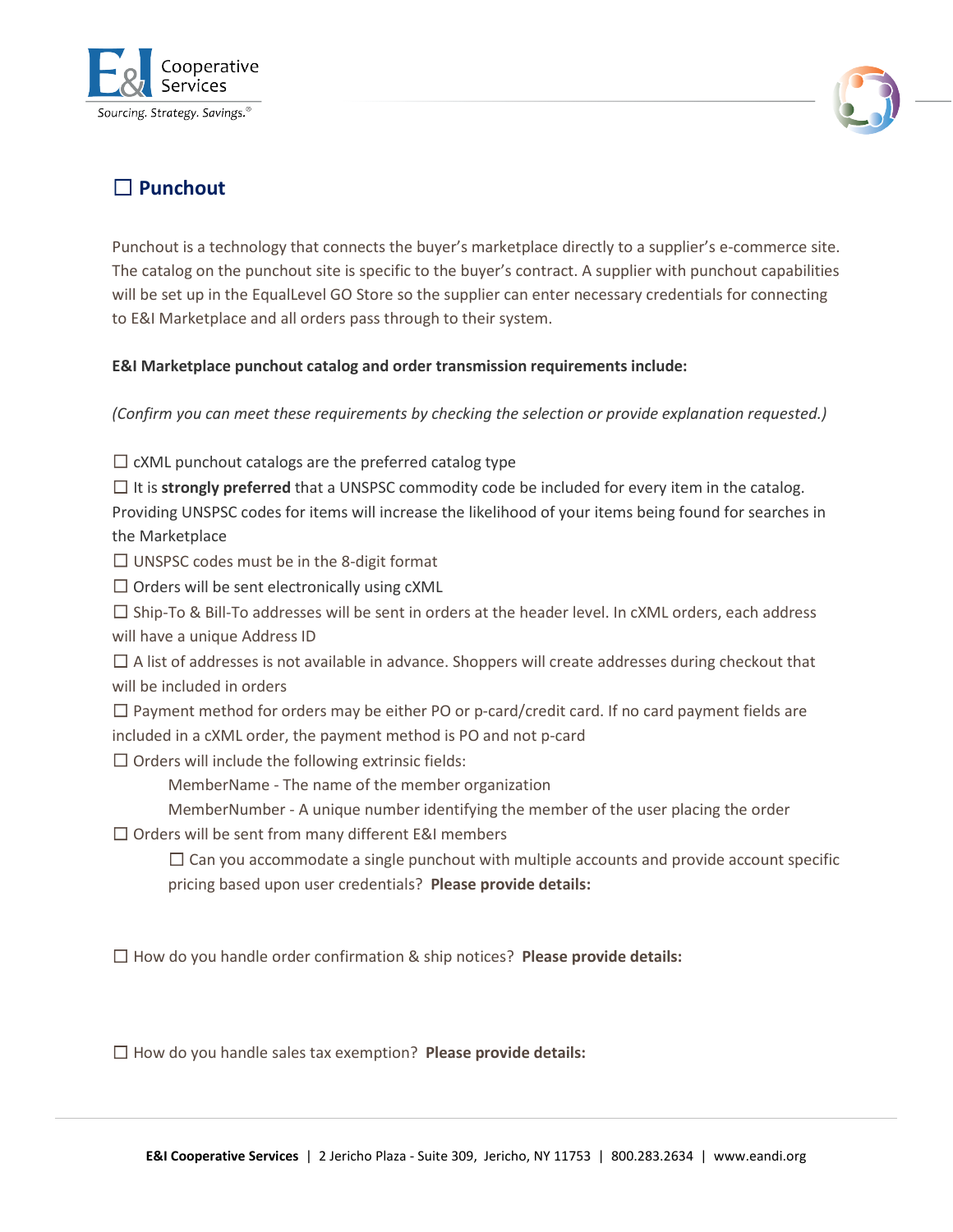## ☐ Punchout

Punchout is a technology that connects the buyer's marketplace directly to a supplier's e-commerce site. The catalog on the punchout site is specific to the buyer's contract. A supplier with punchout capabilities will be set up in the EqualLevel GO Store so the supplier can enter necessary credentials for connecting to E&I Marketplace and all orders pass through to their system.

**E&I Marketplace punchout catalog and order transmission requirements include:**

*(Confirm you can meet these requirements by checking the selection or provide explanation requested.)*

☐ cXML punchout catalogs are the preferred catalog type

☐ It is **strongly preferred** that a UNSPSC commodity code be included for every item in the catalog. Providing UNSPSC codes for items will increase the likelihood of your items being found for searches in the Marketplace

☐ UNSPSC codes must be in the 8-digit format

☐ Orders will be sent electronically using cXML

☐ Ship-To & Bill-To addresses will be sent in orders at the header level. In cXML orders, each address will have a unique Address ID

☐ A list of addresses is not available in advance. Shoppers will create addresses during checkout that will be included in orders

☐ Payment method for orders may be either PO or p-card/credit card. If no card payment fields are included in a cXML order, the payment method is PO and not p-card

☐ Orders will include the following extrinsic fields:

MemberName - The name of the member organization

MemberNumber - A unique number identifying the member of the user placing the order

☐ Orders will be sent from many different E&I members

☐ Can you accommodate a single punchout with multiple accounts and provide account specific pricing based upon user credentials? **Please provide details:**

☐ How do you handle order confirmation & ship notices? **Please provide details:**

☐ How do you handle sales tax exemption? **Please provide details:**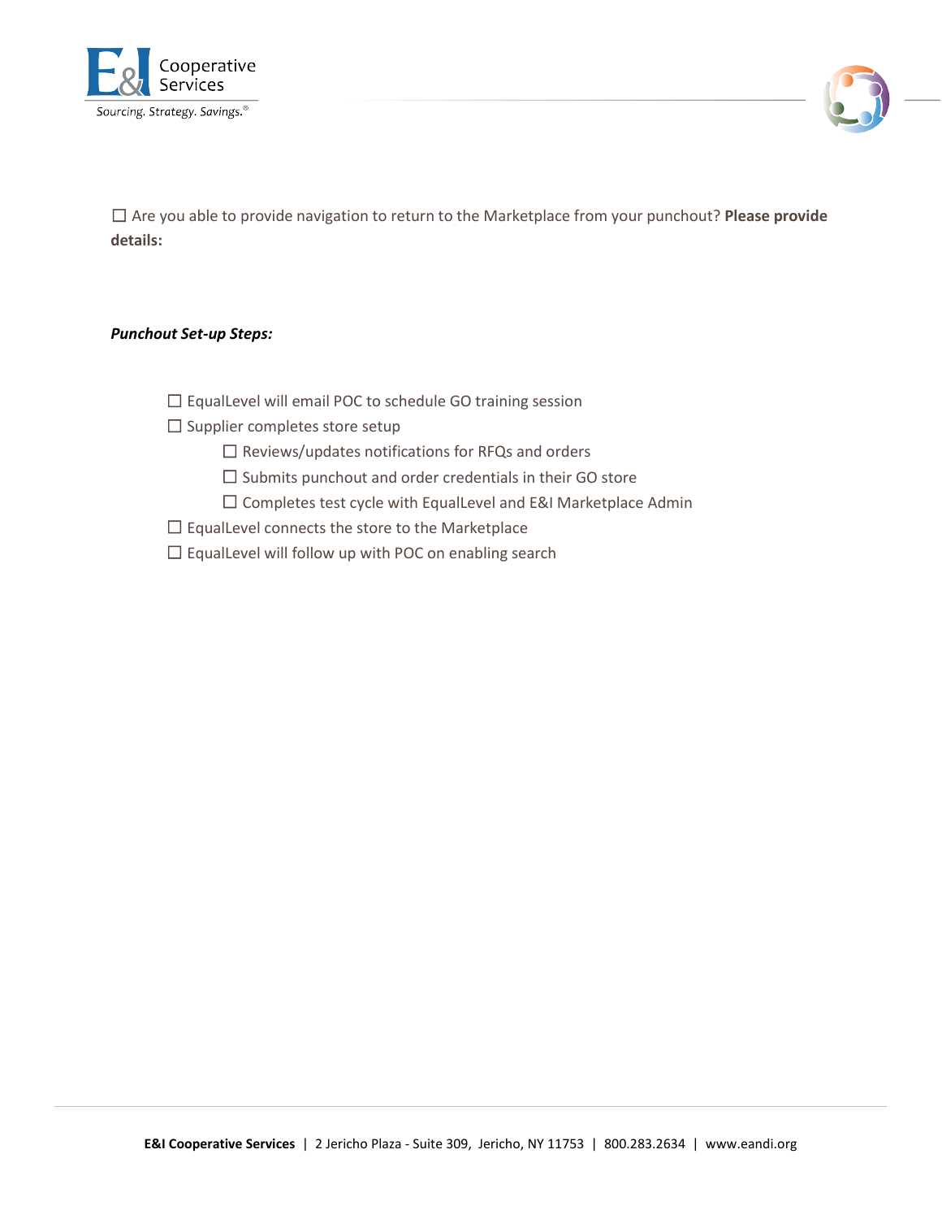☐ Are you able to provide navigation to return to the Marketplace from your punchout? **Please provide details:**

***Punchout Set-up Steps:***

- ☐ EqualLevel will email POC to schedule GO training session
- ☐ Supplier completes store setup
  - ☐ Reviews/updates notifications for RFQs and orders
  - ☐ Submits punchout and order credentials in their GO store
  - ☐ Completes test cycle with EqualLevel and E&I Marketplace Admin
- ☐ EqualLevel connects the store to the Marketplace
- ☐ EqualLevel will follow up with POC on enabling search